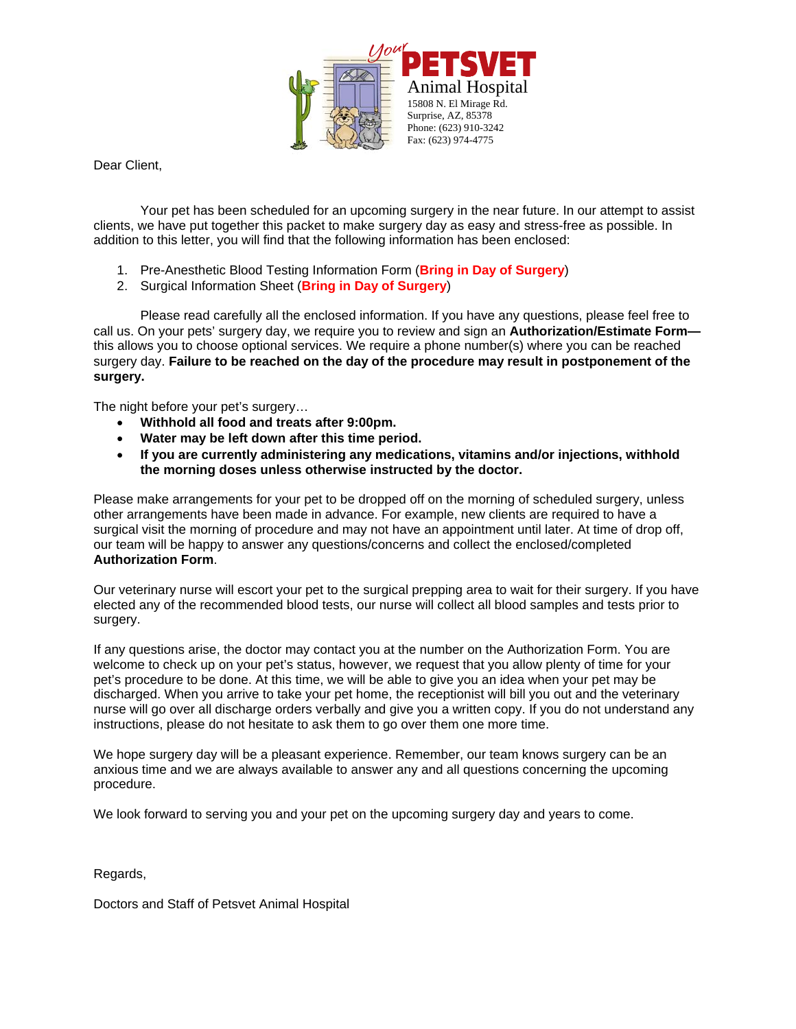**Your PETSVET Animal Hospital**
15808 N. El Mirage Rd.
Surprise, AZ, 85378
Phone: (623) 910-3242
Fax: (623) 974-4775

Dear Client,

Your pet has been scheduled for an upcoming surgery in the near future. In our attempt to assist clients, we have put together this packet to make surgery day as easy and stress-free as possible. In addition to this letter, you will find that the following information has been enclosed:

1. Pre-Anesthetic Blood Testing Information Form (**Bring in Day of Surgery**)
2. Surgical Information Sheet (**Bring in Day of Surgery**)

Please read carefully all the enclosed information. If you have any questions, please feel free to call us. On your pets' surgery day, we require you to review and sign an **Authorization/Estimate Form—** this allows you to choose optional services. We require a phone number(s) where you can be reached surgery day. **Failure to be reached on the day of the procedure may result in postponement of the surgery.**

The night before your pet's surgery…

- **Withhold all food and treats after 9:00pm.**
- **Water may be left down after this time period.**
- **If you are currently administering any medications, vitamins and/or injections, withhold the morning doses unless otherwise instructed by the doctor.**

Please make arrangements for your pet to be dropped off on the morning of scheduled surgery, unless other arrangements have been made in advance. For example, new clients are required to have a surgical visit the morning of procedure and may not have an appointment until later. At time of drop off, our team will be happy to answer any questions/concerns and collect the enclosed/completed **Authorization Form**.

Our veterinary nurse will escort your pet to the surgical prepping area to wait for their surgery. If you have elected any of the recommended blood tests, our nurse will collect all blood samples and tests prior to surgery.

If any questions arise, the doctor may contact you at the number on the Authorization Form. You are welcome to check up on your pet's status, however, we request that you allow plenty of time for your pet's procedure to be done. At this time, we will be able to give you an idea when your pet may be discharged. When you arrive to take your pet home, the receptionist will bill you out and the veterinary nurse will go over all discharge orders verbally and give you a written copy. If you do not understand any instructions, please do not hesitate to ask them to go over them one more time.

We hope surgery day will be a pleasant experience. Remember, our team knows surgery can be an anxious time and we are always available to answer any and all questions concerning the upcoming procedure.

We look forward to serving you and your pet on the upcoming surgery day and years to come.

Regards,

Doctors and Staff of Petsvet Animal Hospital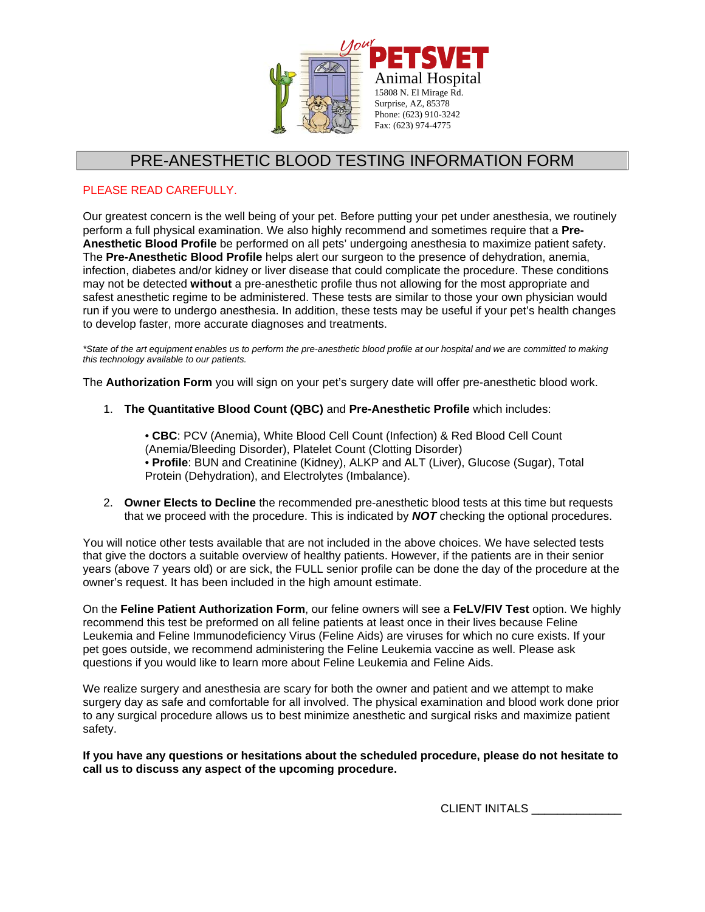Your **PETSVET** Animal Hospital
15808 N. El Mirage Rd.
Surprise, AZ, 85378
Phone: (623) 910-3242
Fax: (623) 974-4775

# PRE-ANESTHETIC BLOOD TESTING INFORMATION FORM

PLEASE READ CAREFULLY.

Our greatest concern is the well being of your pet. Before putting your pet under anesthesia, we routinely perform a full physical examination. We also highly recommend and sometimes require that a **Pre-Anesthetic Blood Profile** be performed on all pets' undergoing anesthesia to maximize patient safety. The **Pre-Anesthetic Blood Profile** helps alert our surgeon to the presence of dehydration, anemia, infection, diabetes and/or kidney or liver disease that could complicate the procedure. These conditions may not be detected **without** a pre-anesthetic profile thus not allowing for the most appropriate and safest anesthetic regime to be administered. These tests are similar to those your own physician would run if you were to undergo anesthesia. In addition, these tests may be useful if your pet's health changes to develop faster, more accurate diagnoses and treatments.

*\*State of the art equipment enables us to perform the pre-anesthetic blood profile at our hospital and we are committed to making this technology available to our patients.*

The **Authorization Form** you will sign on your pet's surgery date will offer pre-anesthetic blood work.

1. **The Quantitative Blood Count (QBC)** and **Pre-Anesthetic Profile** which includes:

   • **CBC**: PCV (Anemia), White Blood Cell Count (Infection) & Red Blood Cell Count (Anemia/Bleeding Disorder), Platelet Count (Clotting Disorder)
   • **Profile**: BUN and Creatinine (Kidney), ALKP and ALT (Liver), Glucose (Sugar), Total Protein (Dehydration), and Electrolytes (Imbalance).

2. **Owner Elects to Decline** the recommended pre-anesthetic blood tests at this time but requests that we proceed with the procedure. This is indicated by ***NOT*** checking the optional procedures.

You will notice other tests available that are not included in the above choices. We have selected tests that give the doctors a suitable overview of healthy patients. However, if the patients are in their senior years (above 7 years old) or are sick, the FULL senior profile can be done the day of the procedure at the owner's request. It has been included in the high amount estimate.

On the **Feline Patient Authorization Form**, our feline owners will see a **FeLV/FIV Test** option. We highly recommend this test be preformed on all feline patients at least once in their lives because Feline Leukemia and Feline Immunodeficiency Virus (Feline Aids) are viruses for which no cure exists. If your pet goes outside, we recommend administering the Feline Leukemia vaccine as well. Please ask questions if you would like to learn more about Feline Leukemia and Feline Aids.

We realize surgery and anesthesia are scary for both the owner and patient and we attempt to make surgery day as safe and comfortable for all involved. The physical examination and blood work done prior to any surgical procedure allows us to best minimize anesthetic and surgical risks and maximize patient safety.

**If you have any questions or hesitations about the scheduled procedure, please do not hesitate to call us to discuss any aspect of the upcoming procedure.**

CLIENT INITALS _____________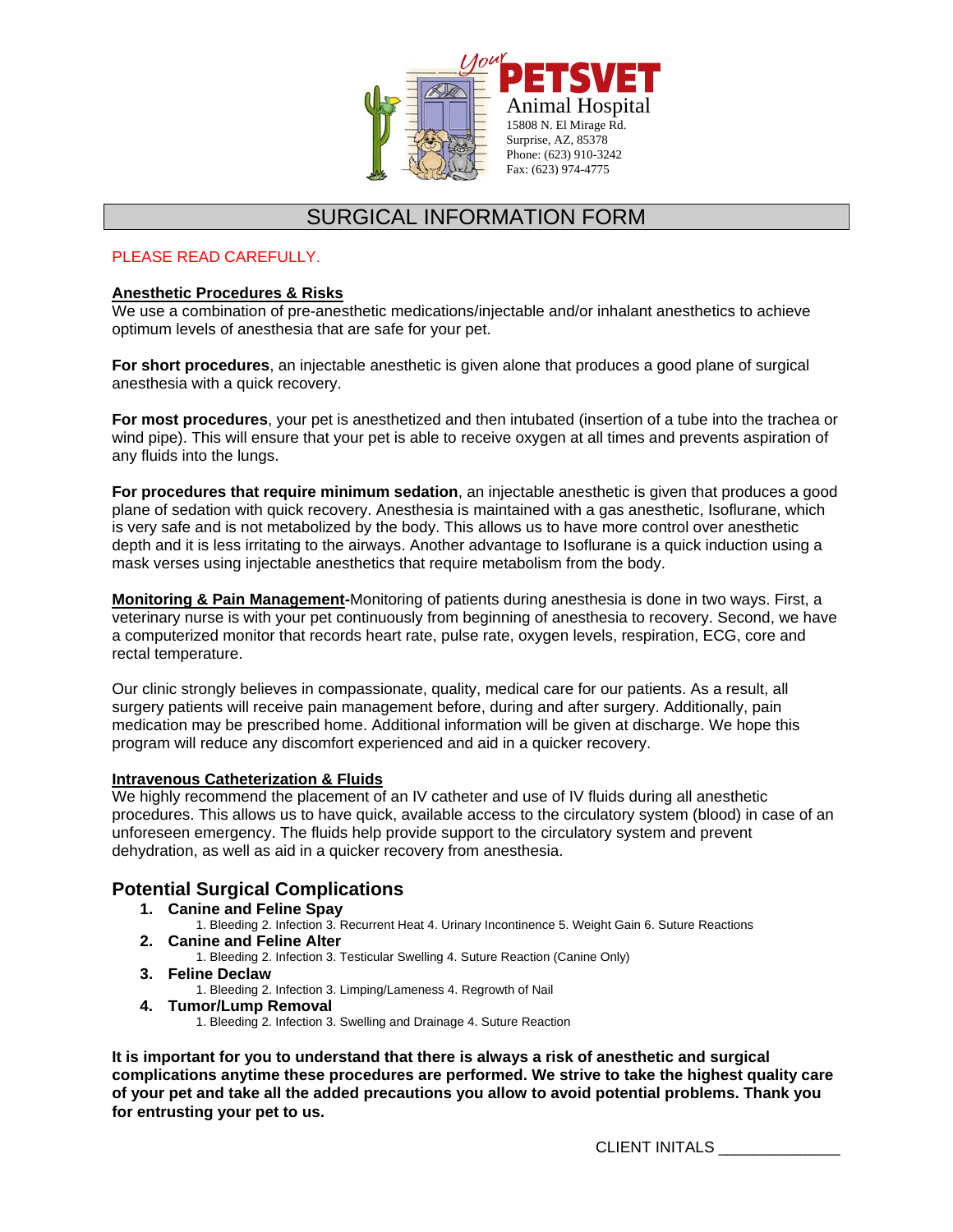Your PETSVET
Animal Hospital
15808 N. El Mirage Rd.
Surprise, AZ, 85378
Phone: (623) 910-3242
Fax: (623) 974-4775

# SURGICAL INFORMATION FORM

PLEASE READ CAREFULLY.

**Anesthetic Procedures & Risks**
We use a combination of pre-anesthetic medications/injectable and/or inhalant anesthetics to achieve optimum levels of anesthesia that are safe for your pet.

**For short procedures**, an injectable anesthetic is given alone that produces a good plane of surgical anesthesia with a quick recovery.

**For most procedures**, your pet is anesthetized and then intubated (insertion of a tube into the trachea or wind pipe). This will ensure that your pet is able to receive oxygen at all times and prevents aspiration of any fluids into the lungs.

**For procedures that require minimum sedation**, an injectable anesthetic is given that produces a good plane of sedation with quick recovery. Anesthesia is maintained with a gas anesthetic, Isoflurane, which is very safe and is not metabolized by the body. This allows us to have more control over anesthetic depth and it is less irritating to the airways. Another advantage to Isoflurane is a quick induction using a mask verses using injectable anesthetics that require metabolism from the body.

**Monitoring & Pain Management-**Monitoring of patients during anesthesia is done in two ways. First, a veterinary nurse is with your pet continuously from beginning of anesthesia to recovery. Second, we have a computerized monitor that records heart rate, pulse rate, oxygen levels, respiration, ECG, core and rectal temperature.

Our clinic strongly believes in compassionate, quality, medical care for our patients. As a result, all surgery patients will receive pain management before, during and after surgery. Additionally, pain medication may be prescribed home. Additional information will be given at discharge. We hope this program will reduce any discomfort experienced and aid in a quicker recovery.

**Intravenous Catheterization & Fluids**
We highly recommend the placement of an IV catheter and use of IV fluids during all anesthetic procedures. This allows us to have quick, available access to the circulatory system (blood) in case of an unforeseen emergency. The fluids help provide support to the circulatory system and prevent dehydration, as well as aid in a quicker recovery from anesthesia.

## Potential Surgical Complications

1. **Canine and Feline Spay**
   1. Bleeding 2. Infection 3. Recurrent Heat 4. Urinary Incontinence 5. Weight Gain 6. Suture Reactions
2. **Canine and Feline Alter**
   1. Bleeding 2. Infection 3. Testicular Swelling 4. Suture Reaction (Canine Only)
3. **Feline Declaw**
   1. Bleeding 2. Infection 3. Limping/Lameness 4. Regrowth of Nail
4. **Tumor/Lump Removal**
   1. Bleeding 2. Infection 3. Swelling and Drainage 4. Suture Reaction

**It is important for you to understand that there is always a risk of anesthetic and surgical complications anytime these procedures are performed. We strive to take the highest quality care of your pet and take all the added precautions you allow to avoid potential problems. Thank you for entrusting your pet to us.**

CLIENT INITALS ______________